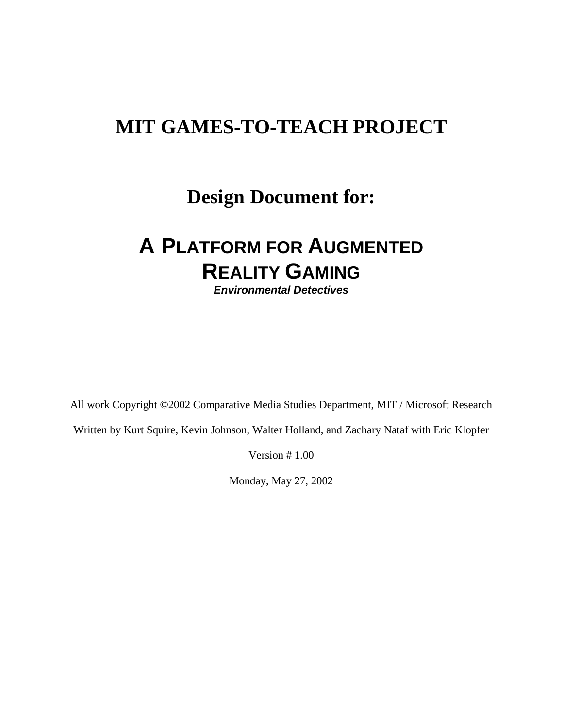# MIT GAMES-TO-TEACH PROJECT

## Design Document for:

# A PLATFORM FOR AUGMENTED REALITY GAMING

***Environmental Detectives***

All work Copyright ©2002 Comparative Media Studies Department, MIT / Microsoft Research

Written by Kurt Squire, Kevin Johnson, Walter Holland, and Zachary Nataf with Eric Klopfer

Version # 1.00

Monday, May 27, 2002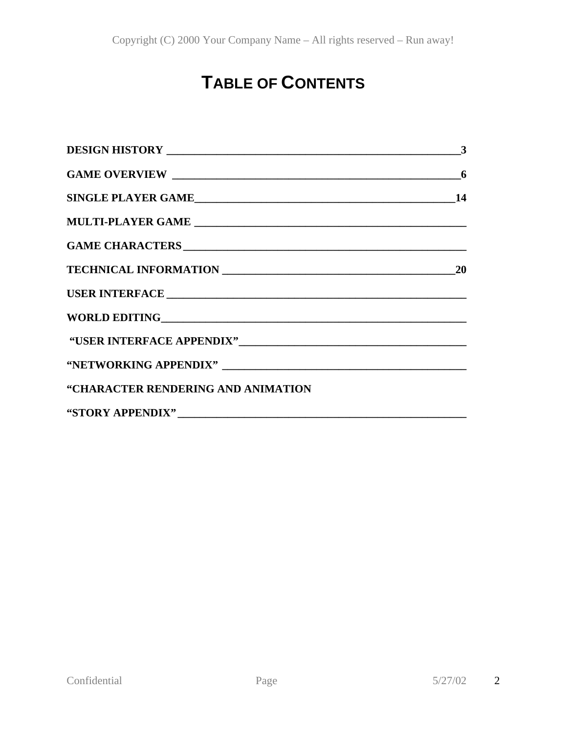# TABLE OF CONTENTS

**DESIGN HISTORY** 3

**GAME OVERVIEW** 6

**SINGLE PLAYER GAME** 14

**MULTI-PLAYER GAME**

**GAME CHARACTERS**

**TECHNICAL INFORMATION** 20

**USER INTERFACE**

**WORLD EDITING**

**"USER INTERFACE APPENDIX"**

**"NETWORKING APPENDIX"**

**"CHARACTER RENDERING AND ANIMATION**

**"STORY APPENDIX"**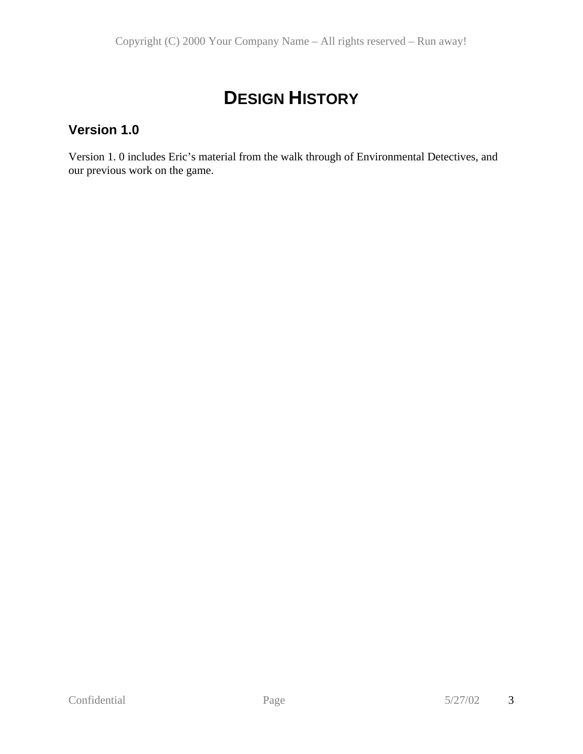# DESIGN HISTORY

## Version 1.0

Version 1. 0 includes Eric's material from the walk through of Environmental Detectives, and our previous work on the game.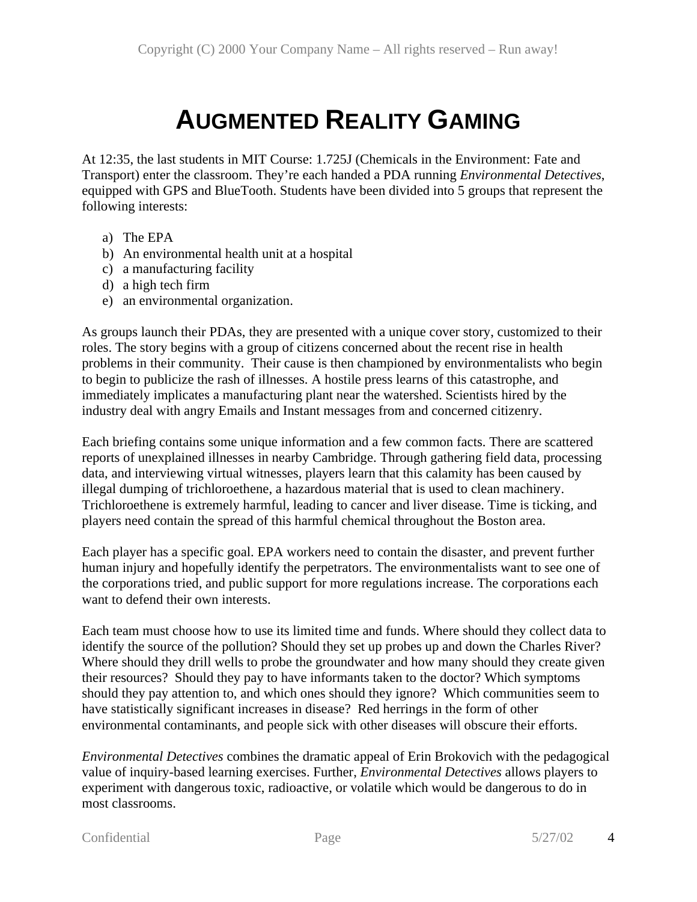# Augmented Reality Gaming

At 12:35, the last students in MIT Course: 1.725J (Chemicals in the Environment: Fate and Transport) enter the classroom. They're each handed a PDA running *Environmental Detectives*, equipped with GPS and BlueTooth. Students have been divided into 5 groups that represent the following interests:

a) The EPA
b) An environmental health unit at a hospital
c) a manufacturing facility
d) a high tech firm
e) an environmental organization.

As groups launch their PDAs, they are presented with a unique cover story, customized to their roles. The story begins with a group of citizens concerned about the recent rise in health problems in their community. Their cause is then championed by environmentalists who begin to begin to publicize the rash of illnesses. A hostile press learns of this catastrophe, and immediately implicates a manufacturing plant near the watershed. Scientists hired by the industry deal with angry Emails and Instant messages from and concerned citizenry.

Each briefing contains some unique information and a few common facts. There are scattered reports of unexplained illnesses in nearby Cambridge. Through gathering field data, processing data, and interviewing virtual witnesses, players learn that this calamity has been caused by illegal dumping of trichloroethene, a hazardous material that is used to clean machinery. Trichloroethene is extremely harmful, leading to cancer and liver disease. Time is ticking, and players need contain the spread of this harmful chemical throughout the Boston area.

Each player has a specific goal. EPA workers need to contain the disaster, and prevent further human injury and hopefully identify the perpetrators. The environmentalists want to see one of the corporations tried, and public support for more regulations increase. The corporations each want to defend their own interests.

Each team must choose how to use its limited time and funds. Where should they collect data to identify the source of the pollution? Should they set up probes up and down the Charles River? Where should they drill wells to probe the groundwater and how many should they create given their resources? Should they pay to have informants taken to the doctor? Which symptoms should they pay attention to, and which ones should they ignore? Which communities seem to have statistically significant increases in disease? Red herrings in the form of other environmental contaminants, and people sick with other diseases will obscure their efforts.

*Environmental Detectives* combines the dramatic appeal of Erin Brokovich with the pedagogical value of inquiry-based learning exercises. Further, *Environmental Detectives* allows players to experiment with dangerous toxic, radioactive, or volatile which would be dangerous to do in most classrooms.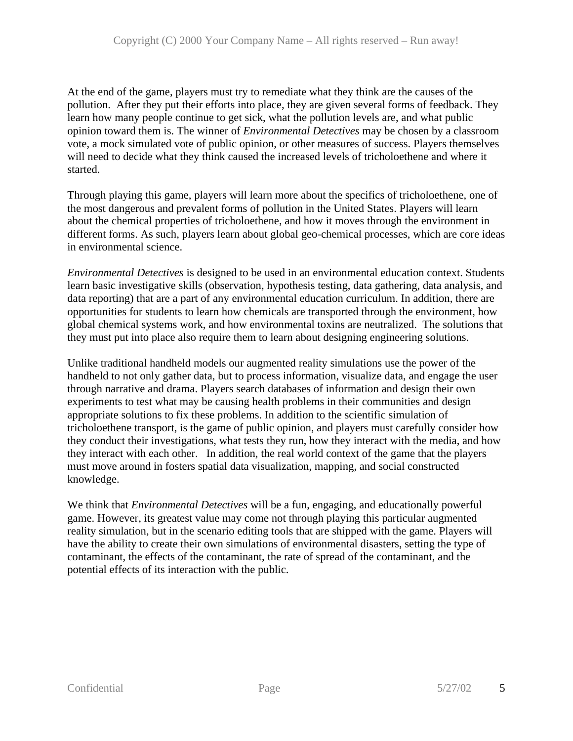At the end of the game, players must try to remediate what they think are the causes of the pollution. After they put their efforts into place, they are given several forms of feedback. They learn how many people continue to get sick, what the pollution levels are, and what public opinion toward them is. The winner of *Environmental Detectives* may be chosen by a classroom vote, a mock simulated vote of public opinion, or other measures of success. Players themselves will need to decide what they think caused the increased levels of tricholoethene and where it started.

Through playing this game, players will learn more about the specifics of tricholoethene, one of the most dangerous and prevalent forms of pollution in the United States. Players will learn about the chemical properties of tricholoethene, and how it moves through the environment in different forms. As such, players learn about global geo-chemical processes, which are core ideas in environmental science.

*Environmental Detectives* is designed to be used in an environmental education context. Students learn basic investigative skills (observation, hypothesis testing, data gathering, data analysis, and data reporting) that are a part of any environmental education curriculum. In addition, there are opportunities for students to learn how chemicals are transported through the environment, how global chemical systems work, and how environmental toxins are neutralized. The solutions that they must put into place also require them to learn about designing engineering solutions.

Unlike traditional handheld models our augmented reality simulations use the power of the handheld to not only gather data, but to process information, visualize data, and engage the user through narrative and drama. Players search databases of information and design their own experiments to test what may be causing health problems in their communities and design appropriate solutions to fix these problems. In addition to the scientific simulation of tricholoethene transport, is the game of public opinion, and players must carefully consider how they conduct their investigations, what tests they run, how they interact with the media, and how they interact with each other. In addition, the real world context of the game that the players must move around in fosters spatial data visualization, mapping, and social constructed knowledge.

We think that *Environmental Detectives* will be a fun, engaging, and educationally powerful game. However, its greatest value may come not through playing this particular augmented reality simulation, but in the scenario editing tools that are shipped with the game. Players will have the ability to create their own simulations of environmental disasters, setting the type of contaminant, the effects of the contaminant, the rate of spread of the contaminant, and the potential effects of its interaction with the public.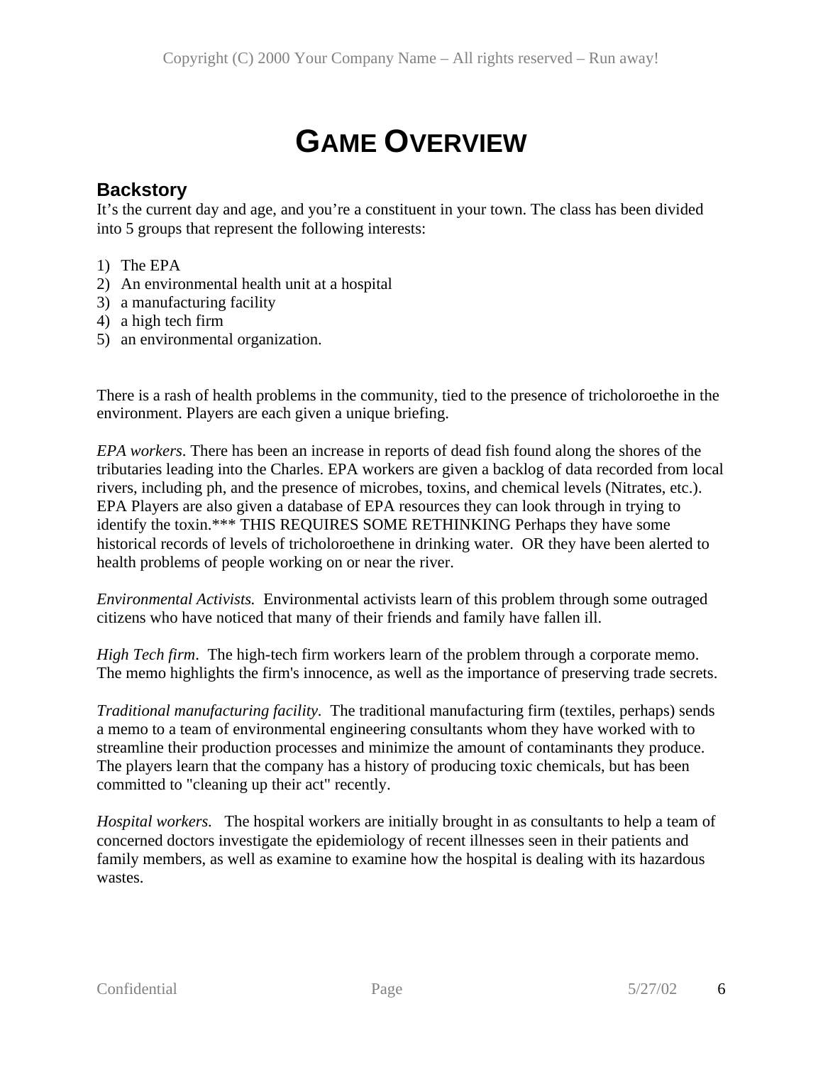# GAME OVERVIEW

## Backstory

It's the current day and age, and you're a constituent in your town. The class has been divided into 5 groups that represent the following interests:

1) The EPA
2) An environmental health unit at a hospital
3) a manufacturing facility
4) a high tech firm
5) an environmental organization.

There is a rash of health problems in the community, tied to the presence of tricholoroethe in the environment. Players are each given a unique briefing.

*EPA workers*. There has been an increase in reports of dead fish found along the shores of the tributaries leading into the Charles. EPA workers are given a backlog of data recorded from local rivers, including ph, and the presence of microbes, toxins, and chemical levels (Nitrates, etc.). EPA Players are also given a database of EPA resources they can look through in trying to identify the toxin.*** THIS REQUIRES SOME RETHINKING Perhaps they have some historical records of levels of tricholoroethene in drinking water. OR they have been alerted to health problems of people working on or near the river.

*Environmental Activists.* Environmental activists learn of this problem through some outraged citizens who have noticed that many of their friends and family have fallen ill.

*High Tech firm*. The high-tech firm workers learn of the problem through a corporate memo. The memo highlights the firm's innocence, as well as the importance of preserving trade secrets.

*Traditional manufacturing facility.* The traditional manufacturing firm (textiles, perhaps) sends a memo to a team of environmental engineering consultants whom they have worked with to streamline their production processes and minimize the amount of contaminants they produce. The players learn that the company has a history of producing toxic chemicals, but has been committed to "cleaning up their act" recently.

*Hospital workers.* The hospital workers are initially brought in as consultants to help a team of concerned doctors investigate the epidemiology of recent illnesses seen in their patients and family members, as well as examine to examine how the hospital is dealing with its hazardous wastes.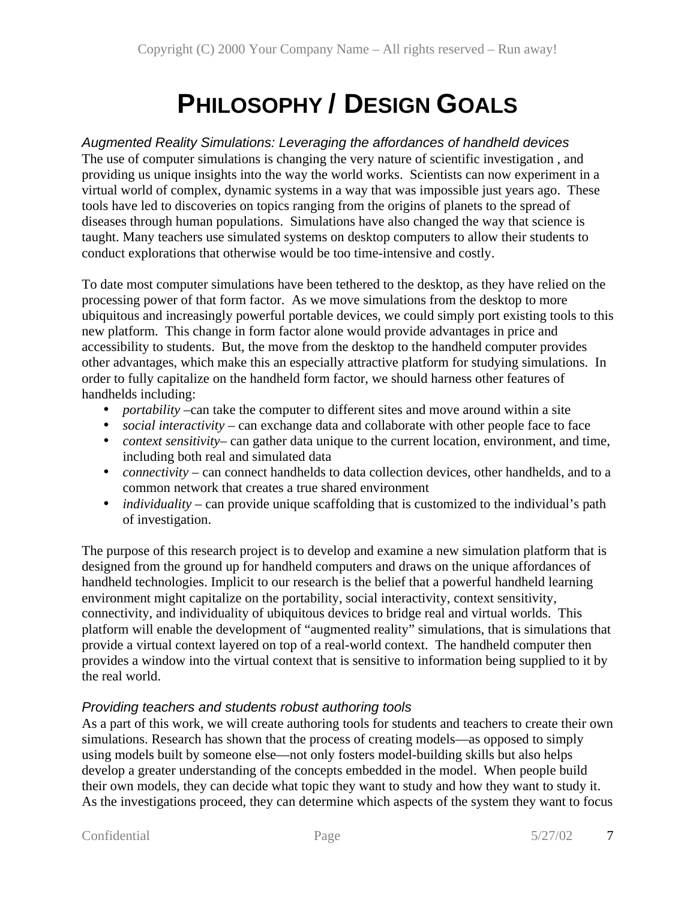# PHILOSOPHY / DESIGN GOALS

### *Augmented Reality Simulations: Leveraging the affordances of handheld devices*

The use of computer simulations is changing the very nature of scientific investigation , and providing us unique insights into the way the world works. Scientists can now experiment in a virtual world of complex, dynamic systems in a way that was impossible just years ago. These tools have led to discoveries on topics ranging from the origins of planets to the spread of diseases through human populations. Simulations have also changed the way that science is taught. Many teachers use simulated systems on desktop computers to allow their students to conduct explorations that otherwise would be too time-intensive and costly.

To date most computer simulations have been tethered to the desktop, as they have relied on the processing power of that form factor. As we move simulations from the desktop to more ubiquitous and increasingly powerful portable devices, we could simply port existing tools to this new platform. This change in form factor alone would provide advantages in price and accessibility to students. But, the move from the desktop to the handheld computer provides other advantages, which make this an especially attractive platform for studying simulations. In order to fully capitalize on the handheld form factor, we should harness other features of handhelds including:

- *portability* –can take the computer to different sites and move around within a site
- *social interactivity* – can exchange data and collaborate with other people face to face
- *context sensitivity*– can gather data unique to the current location, environment, and time, including both real and simulated data
- *connectivity* – can connect handhelds to data collection devices, other handhelds, and to a common network that creates a true shared environment
- *individuality* – can provide unique scaffolding that is customized to the individual's path of investigation.

The purpose of this research project is to develop and examine a new simulation platform that is designed from the ground up for handheld computers and draws on the unique affordances of handheld technologies. Implicit to our research is the belief that a powerful handheld learning environment might capitalize on the portability, social interactivity, context sensitivity, connectivity, and individuality of ubiquitous devices to bridge real and virtual worlds. This platform will enable the development of "augmented reality" simulations, that is simulations that provide a virtual context layered on top of a real-world context. The handheld computer then provides a window into the virtual context that is sensitive to information being supplied to it by the real world.

### *Providing teachers and students robust authoring tools*

As a part of this work, we will create authoring tools for students and teachers to create their own simulations. Research has shown that the process of creating models—as opposed to simply using models built by someone else—not only fosters model-building skills but also helps develop a greater understanding of the concepts embedded in the model. When people build their own models, they can decide what topic they want to study and how they want to study it. As the investigations proceed, they can determine which aspects of the system they want to focus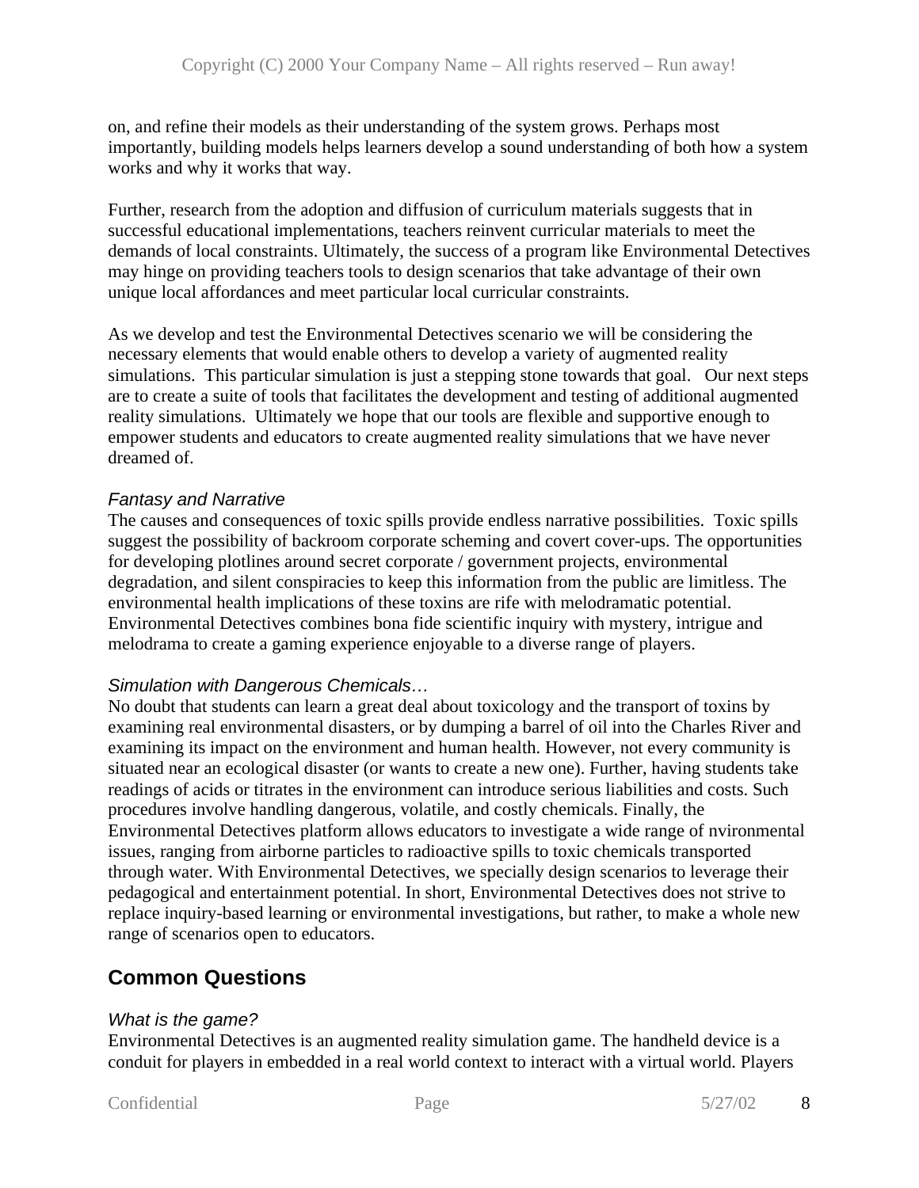on, and refine their models as their understanding of the system grows. Perhaps most importantly, building models helps learners develop a sound understanding of both how a system works and why it works that way.

Further, research from the adoption and diffusion of curriculum materials suggests that in successful educational implementations, teachers reinvent curricular materials to meet the demands of local constraints. Ultimately, the success of a program like Environmental Detectives may hinge on providing teachers tools to design scenarios that take advantage of their own unique local affordances and meet particular local curricular constraints.

As we develop and test the Environmental Detectives scenario we will be considering the necessary elements that would enable others to develop a variety of augmented reality simulations. This particular simulation is just a stepping stone towards that goal. Our next steps are to create a suite of tools that facilitates the development and testing of additional augmented reality simulations. Ultimately we hope that our tools are flexible and supportive enough to empower students and educators to create augmented reality simulations that we have never dreamed of.

### *Fantasy and Narrative*

The causes and consequences of toxic spills provide endless narrative possibilities. Toxic spills suggest the possibility of backroom corporate scheming and covert cover-ups. The opportunities for developing plotlines around secret corporate / government projects, environmental degradation, and silent conspiracies to keep this information from the public are limitless. The environmental health implications of these toxins are rife with melodramatic potential. Environmental Detectives combines bona fide scientific inquiry with mystery, intrigue and melodrama to create a gaming experience enjoyable to a diverse range of players.

### *Simulation with Dangerous Chemicals…*

No doubt that students can learn a great deal about toxicology and the transport of toxins by examining real environmental disasters, or by dumping a barrel of oil into the Charles River and examining its impact on the environment and human health. However, not every community is situated near an ecological disaster (or wants to create a new one). Further, having students take readings of acids or titrates in the environment can introduce serious liabilities and costs. Such procedures involve handling dangerous, volatile, and costly chemicals. Finally, the Environmental Detectives platform allows educators to investigate a wide range of nvironmental issues, ranging from airborne particles to radioactive spills to toxic chemicals transported through water. With Environmental Detectives, we specially design scenarios to leverage their pedagogical and entertainment potential. In short, Environmental Detectives does not strive to replace inquiry-based learning or environmental investigations, but rather, to make a whole new range of scenarios open to educators.

## Common Questions

### *What is the game?*

Environmental Detectives is an augmented reality simulation game. The handheld device is a conduit for players in embedded in a real world context to interact with a virtual world. Players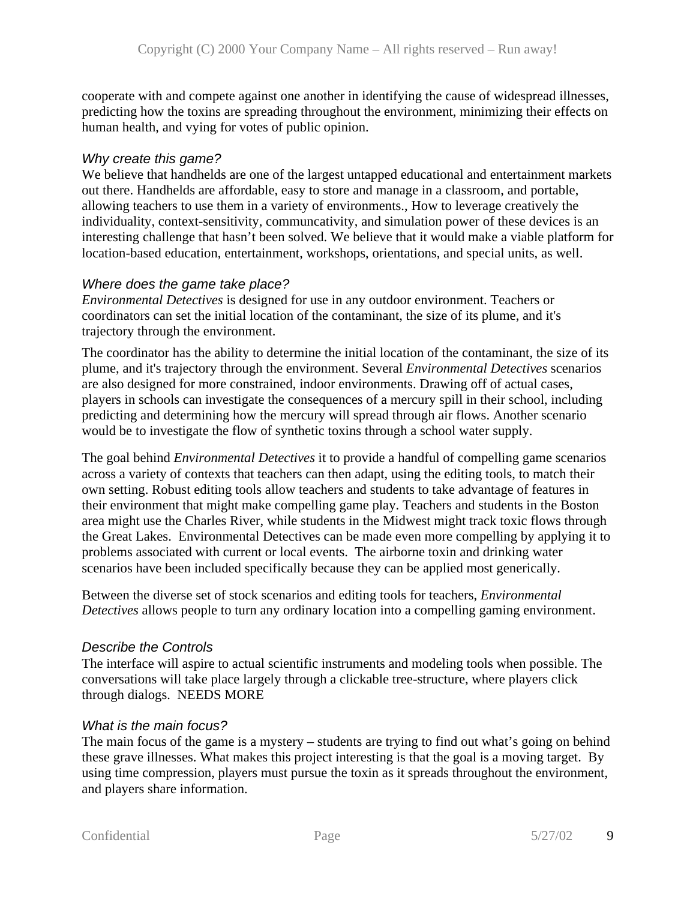cooperate with and compete against one another in identifying the cause of widespread illnesses, predicting how the toxins are spreading throughout the environment, minimizing their effects on human health, and vying for votes of public opinion.

### *Why create this game?*

We believe that handhelds are one of the largest untapped educational and entertainment markets out there. Handhelds are affordable, easy to store and manage in a classroom, and portable, allowing teachers to use them in a variety of environments., How to leverage creatively the individuality, context-sensitivity, communcativity, and simulation power of these devices is an interesting challenge that hasn't been solved. We believe that it would make a viable platform for location-based education, entertainment, workshops, orientations, and special units, as well.

### *Where does the game take place?*

*Environmental Detectives* is designed for use in any outdoor environment. Teachers or coordinators can set the initial location of the contaminant, the size of its plume, and it's trajectory through the environment.

The coordinator has the ability to determine the initial location of the contaminant, the size of its plume, and it's trajectory through the environment. Several *Environmental Detectives* scenarios are also designed for more constrained, indoor environments. Drawing off of actual cases, players in schools can investigate the consequences of a mercury spill in their school, including predicting and determining how the mercury will spread through air flows. Another scenario would be to investigate the flow of synthetic toxins through a school water supply.

The goal behind *Environmental Detectives* it to provide a handful of compelling game scenarios across a variety of contexts that teachers can then adapt, using the editing tools, to match their own setting. Robust editing tools allow teachers and students to take advantage of features in their environment that might make compelling game play. Teachers and students in the Boston area might use the Charles River, while students in the Midwest might track toxic flows through the Great Lakes. Environmental Detectives can be made even more compelling by applying it to problems associated with current or local events. The airborne toxin and drinking water scenarios have been included specifically because they can be applied most generically.

Between the diverse set of stock scenarios and editing tools for teachers, *Environmental Detectives* allows people to turn any ordinary location into a compelling gaming environment.

### *Describe the Controls*

The interface will aspire to actual scientific instruments and modeling tools when possible. The conversations will take place largely through a clickable tree-structure, where players click through dialogs. NEEDS MORE

### *What is the main focus?*

The main focus of the game is a mystery – students are trying to find out what's going on behind these grave illnesses. What makes this project interesting is that the goal is a moving target. By using time compression, players must pursue the toxin as it spreads throughout the environment, and players share information.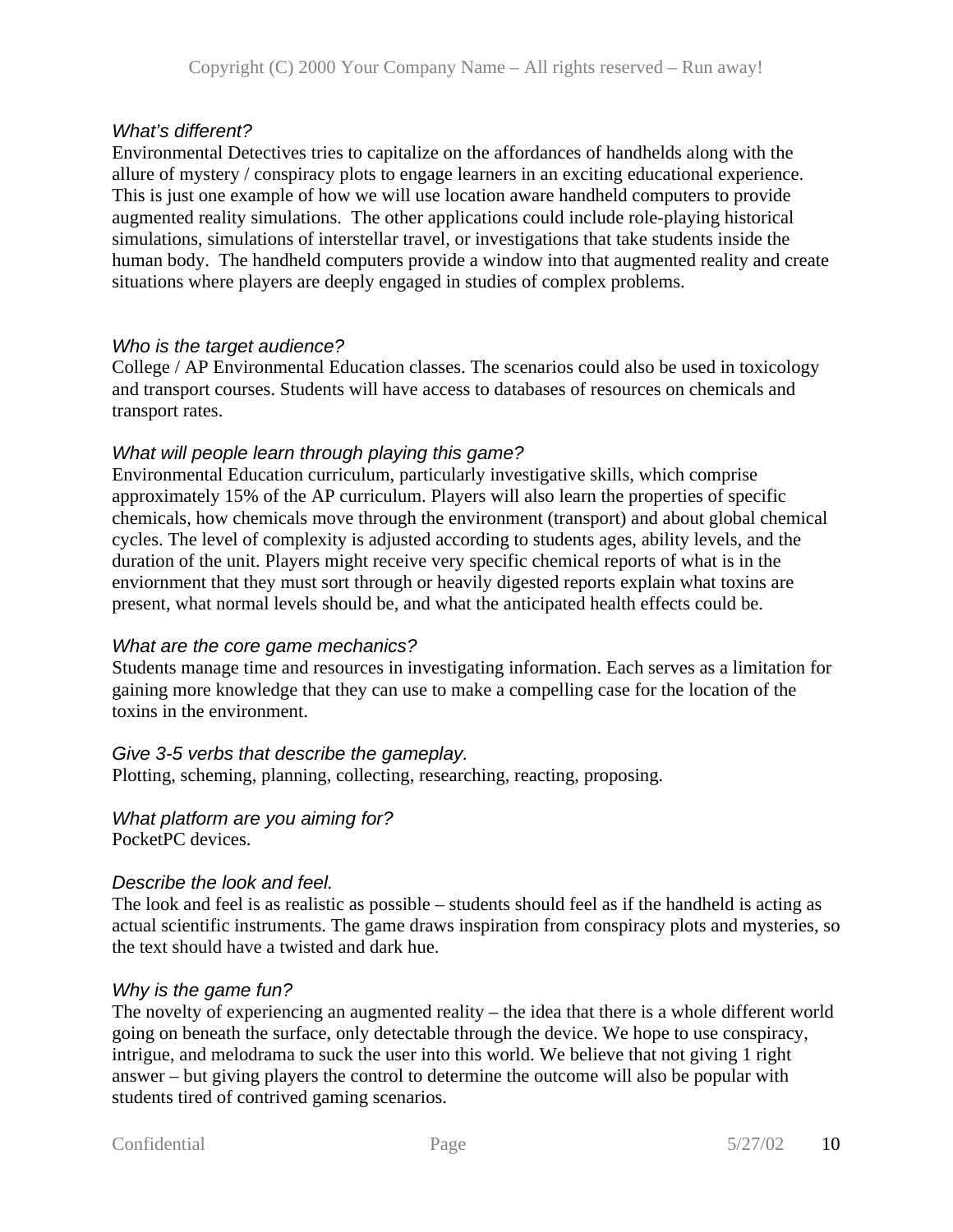### *What's different?*

Environmental Detectives tries to capitalize on the affordances of handhelds along with the allure of mystery / conspiracy plots to engage learners in an exciting educational experience. This is just one example of how we will use location aware handheld computers to provide augmented reality simulations. The other applications could include role-playing historical simulations, simulations of interstellar travel, or investigations that take students inside the human body. The handheld computers provide a window into that augmented reality and create situations where players are deeply engaged in studies of complex problems.

### *Who is the target audience?*

College / AP Environmental Education classes. The scenarios could also be used in toxicology and transport courses. Students will have access to databases of resources on chemicals and transport rates.

### *What will people learn through playing this game?*

Environmental Education curriculum, particularly investigative skills, which comprise approximately 15% of the AP curriculum. Players will also learn the properties of specific chemicals, how chemicals move through the environment (transport) and about global chemical cycles. The level of complexity is adjusted according to students ages, ability levels, and the duration of the unit. Players might receive very specific chemical reports of what is in the enviornment that they must sort through or heavily digested reports explain what toxins are present, what normal levels should be, and what the anticipated health effects could be.

### *What are the core game mechanics?*

Students manage time and resources in investigating information. Each serves as a limitation for gaining more knowledge that they can use to make a compelling case for the location of the toxins in the environment.

### *Give 3-5 verbs that describe the gameplay.*

Plotting, scheming, planning, collecting, researching, reacting, proposing.

### *What platform are you aiming for?*

PocketPC devices.

### *Describe the look and feel.*

The look and feel is as realistic as possible – students should feel as if the handheld is acting as actual scientific instruments. The game draws inspiration from conspiracy plots and mysteries, so the text should have a twisted and dark hue.

### *Why is the game fun?*

The novelty of experiencing an augmented reality – the idea that there is a whole different world going on beneath the surface, only detectable through the device. We hope to use conspiracy, intrigue, and melodrama to suck the user into this world. We believe that not giving 1 right answer – but giving players the control to determine the outcome will also be popular with students tired of contrived gaming scenarios.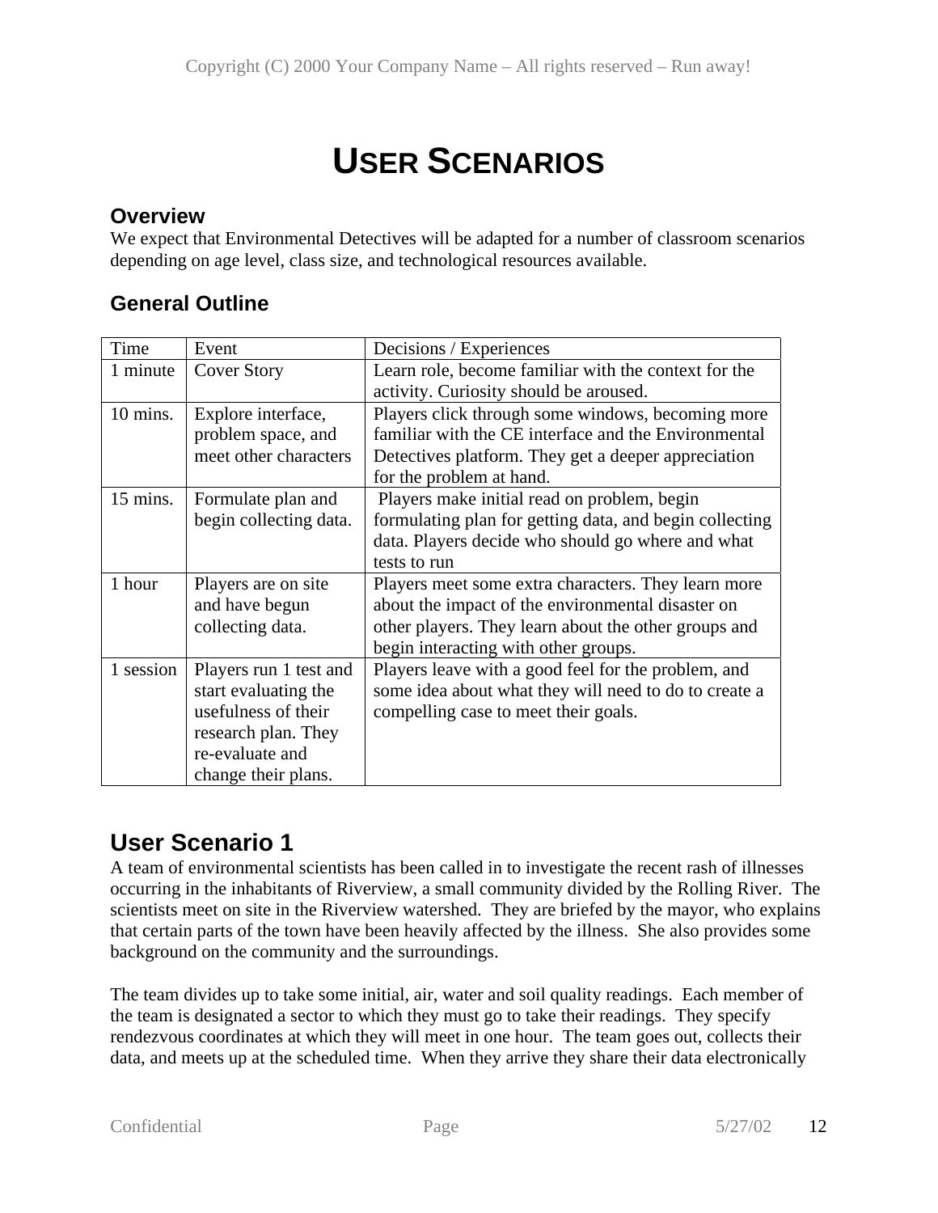# USER SCENARIOS

## Overview

We expect that Environmental Detectives will be adapted for a number of classroom scenarios depending on age level, class size, and technological resources available.

## General Outline

| Time | Event | Decisions / Experiences |
|---|---|---|
| 1 minute | Cover Story | Learn role, become familiar with the context for the activity. Curiosity should be aroused. |
| 10 mins. | Explore interface, problem space, and meet other characters | Players click through some windows, becoming more familiar with the CE interface and the Environmental Detectives platform. They get a deeper appreciation for the problem at hand. |
| 15 mins. | Formulate plan and begin collecting data. | Players make initial read on problem, begin formulating plan for getting data, and begin collecting data. Players decide who should go where and what tests to run |
| 1 hour | Players are on site and have begun collecting data. | Players meet some extra characters. They learn more about the impact of the environmental disaster on other players. They learn about the other groups and begin interacting with other groups. |
| 1 session | Players run 1 test and start evaluating the usefulness of their research plan. They re-evaluate and change their plans. | Players leave with a good feel for the problem, and some idea about what they will need to do to create a compelling case to meet their goals. |

## User Scenario 1

A team of environmental scientists has been called in to investigate the recent rash of illnesses occurring in the inhabitants of Riverview, a small community divided by the Rolling River. The scientists meet on site in the Riverview watershed. They are briefed by the mayor, who explains that certain parts of the town have been heavily affected by the illness. She also provides some background on the community and the surroundings.

The team divides up to take some initial, air, water and soil quality readings. Each member of the team is designated a sector to which they must go to take their readings. They specify rendezvous coordinates at which they will meet in one hour. The team goes out, collects their data, and meets up at the scheduled time. When they arrive they share their data electronically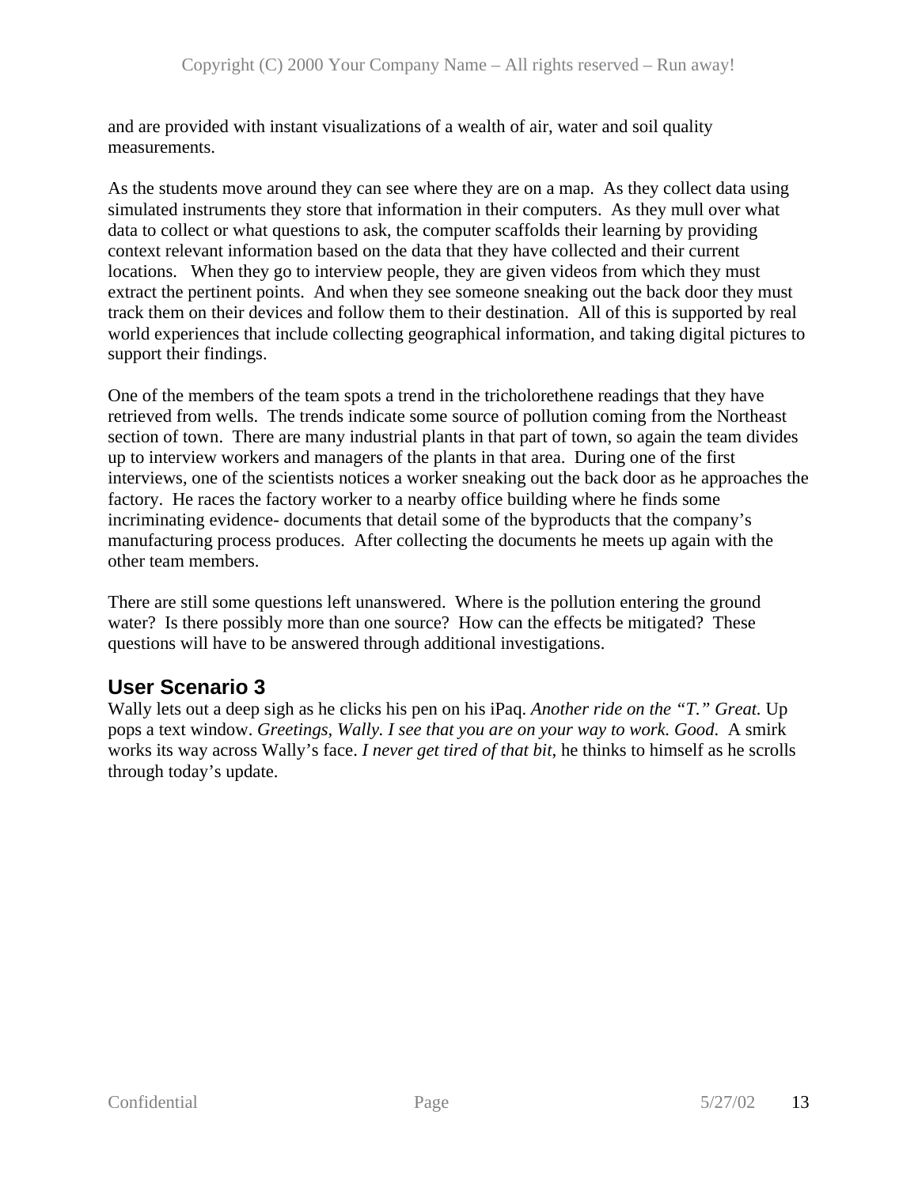and are provided with instant visualizations of a wealth of air, water and soil quality measurements.

As the students move around they can see where they are on a map.  As they collect data using simulated instruments they store that information in their computers.  As they mull over what data to collect or what questions to ask, the computer scaffolds their learning by providing context relevant information based on the data that they have collected and their current locations.   When they go to interview people, they are given videos from which they must extract the pertinent points.  And when they see someone sneaking out the back door they must track them on their devices and follow them to their destination.  All of this is supported by real world experiences that include collecting geographical information, and taking digital pictures to support their findings.

One of the members of the team spots a trend in the tricholorethene readings that they have retrieved from wells.  The trends indicate some source of pollution coming from the Northeast section of town.  There are many industrial plants in that part of town, so again the team divides up to interview workers and managers of the plants in that area.  During one of the first interviews, one of the scientists notices a worker sneaking out the back door as he approaches the factory.  He races the factory worker to a nearby office building where he finds some incriminating evidence- documents that detail some of the byproducts that the company's manufacturing process produces.  After collecting the documents he meets up again with the other team members.

There are still some questions left unanswered.  Where is the pollution entering the ground water?  Is there possibly more than one source?  How can the effects be mitigated?  These questions will have to be answered through additional investigations.

## User Scenario 3

Wally lets out a deep sigh as he clicks his pen on his iPaq. *Another ride on the "T." Great.* Up pops a text window. *Greetings, Wally. I see that you are on your way to work. Good*.  A smirk works its way across Wally's face. *I never get tired of that bit*, he thinks to himself as he scrolls through today's update.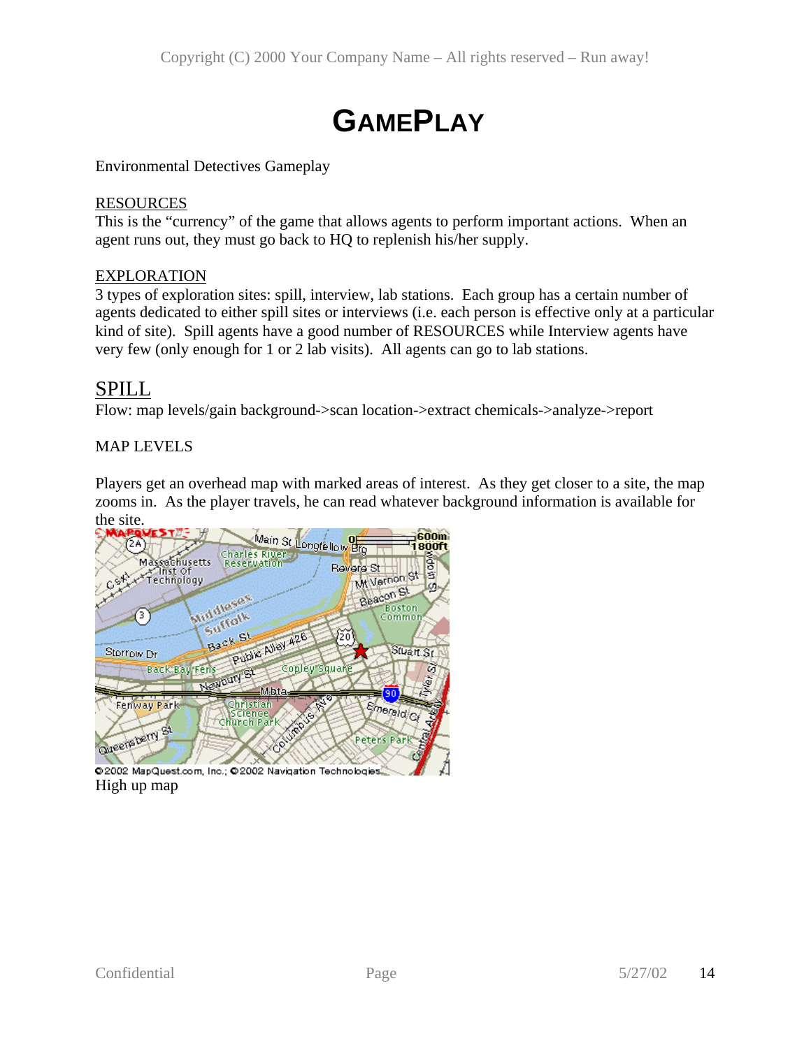# GAMEPLAY

Environmental Detectives Gameplay

RESOURCES
This is the "currency" of the game that allows agents to perform important actions. When an agent runs out, they must go back to HQ to replenish his/her supply.

EXPLORATION
3 types of exploration sites: spill, interview, lab stations. Each group has a certain number of agents dedicated to either spill sites or interviews (i.e. each person is effective only at a particular kind of site). Spill agents have a good number of RESOURCES while Interview agents have very few (only enough for 1 or 2 lab visits). All agents can go to lab stations.

## SPILL

Flow: map levels/gain background->scan location->extract chemicals->analyze->report

MAP LEVELS

Players get an overhead map with marked areas of interest. As they get closer to a site, the map zooms in. As the player travels, he can read whatever background information is available for the site.

High up map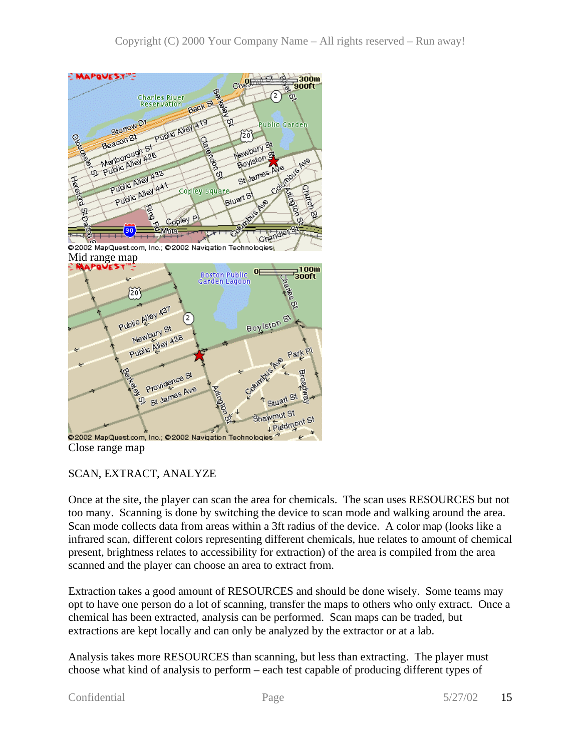Mid range map

Close range map

SCAN, EXTRACT, ANALYZE

Once at the site, the player can scan the area for chemicals. The scan uses RESOURCES but not too many. Scanning is done by switching the device to scan mode and walking around the area. Scan mode collects data from areas within a 3ft radius of the device. A color map (looks like a infrared scan, different colors representing different chemicals, hue relates to amount of chemical present, brightness relates to accessibility for extraction) of the area is compiled from the area scanned and the player can choose an area to extract from.

Extraction takes a good amount of RESOURCES and should be done wisely. Some teams may opt to have one person do a lot of scanning, transfer the maps to others who only extract. Once a chemical has been extracted, analysis can be performed. Scan maps can be traded, but extractions are kept locally and can only be analyzed by the extractor or at a lab.

Analysis takes more RESOURCES than scanning, but less than extracting. The player must choose what kind of analysis to perform – each test capable of producing different types of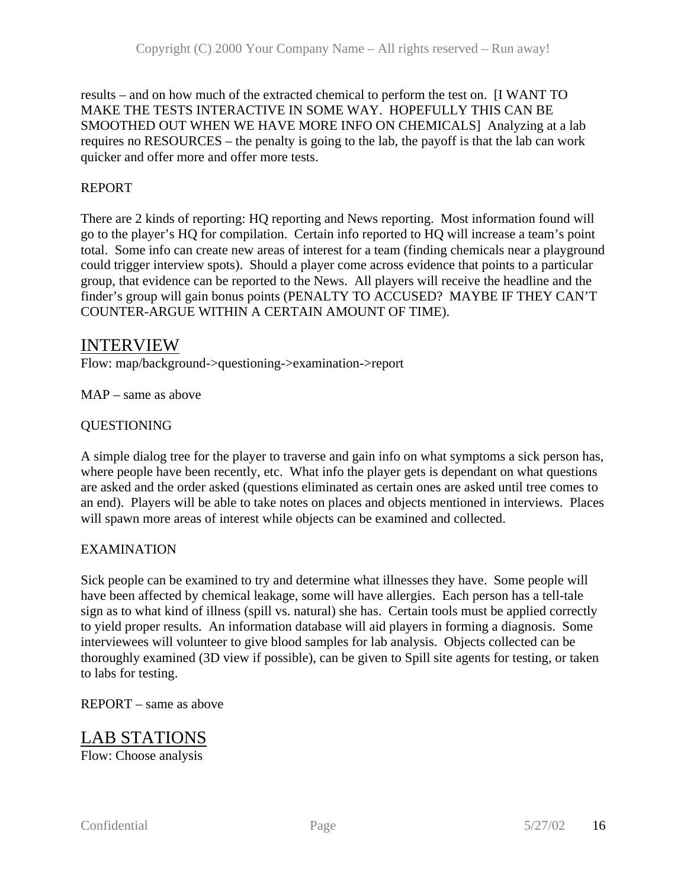results – and on how much of the extracted chemical to perform the test on. [I WANT TO MAKE THE TESTS INTERACTIVE IN SOME WAY. HOPEFULLY THIS CAN BE SMOOTHED OUT WHEN WE HAVE MORE INFO ON CHEMICALS] Analyzing at a lab requires no RESOURCES – the penalty is going to the lab, the payoff is that the lab can work quicker and offer more and offer more tests.

REPORT

There are 2 kinds of reporting: HQ reporting and News reporting. Most information found will go to the player's HQ for compilation. Certain info reported to HQ will increase a team's point total. Some info can create new areas of interest for a team (finding chemicals near a playground could trigger interview spots). Should a player come across evidence that points to a particular group, that evidence can be reported to the News. All players will receive the headline and the finder's group will gain bonus points (PENALTY TO ACCUSED? MAYBE IF THEY CAN'T COUNTER-ARGUE WITHIN A CERTAIN AMOUNT OF TIME).

## INTERVIEW

Flow: map/background->questioning->examination->report

MAP – same as above

QUESTIONING

A simple dialog tree for the player to traverse and gain info on what symptoms a sick person has, where people have been recently, etc. What info the player gets is dependant on what questions are asked and the order asked (questions eliminated as certain ones are asked until tree comes to an end). Players will be able to take notes on places and objects mentioned in interviews. Places will spawn more areas of interest while objects can be examined and collected.

EXAMINATION

Sick people can be examined to try and determine what illnesses they have. Some people will have been affected by chemical leakage, some will have allergies. Each person has a tell-tale sign as to what kind of illness (spill vs. natural) she has. Certain tools must be applied correctly to yield proper results. An information database will aid players in forming a diagnosis. Some interviewees will volunteer to give blood samples for lab analysis. Objects collected can be thoroughly examined (3D view if possible), can be given to Spill site agents for testing, or taken to labs for testing.

REPORT – same as above

## LAB STATIONS

Flow: Choose analysis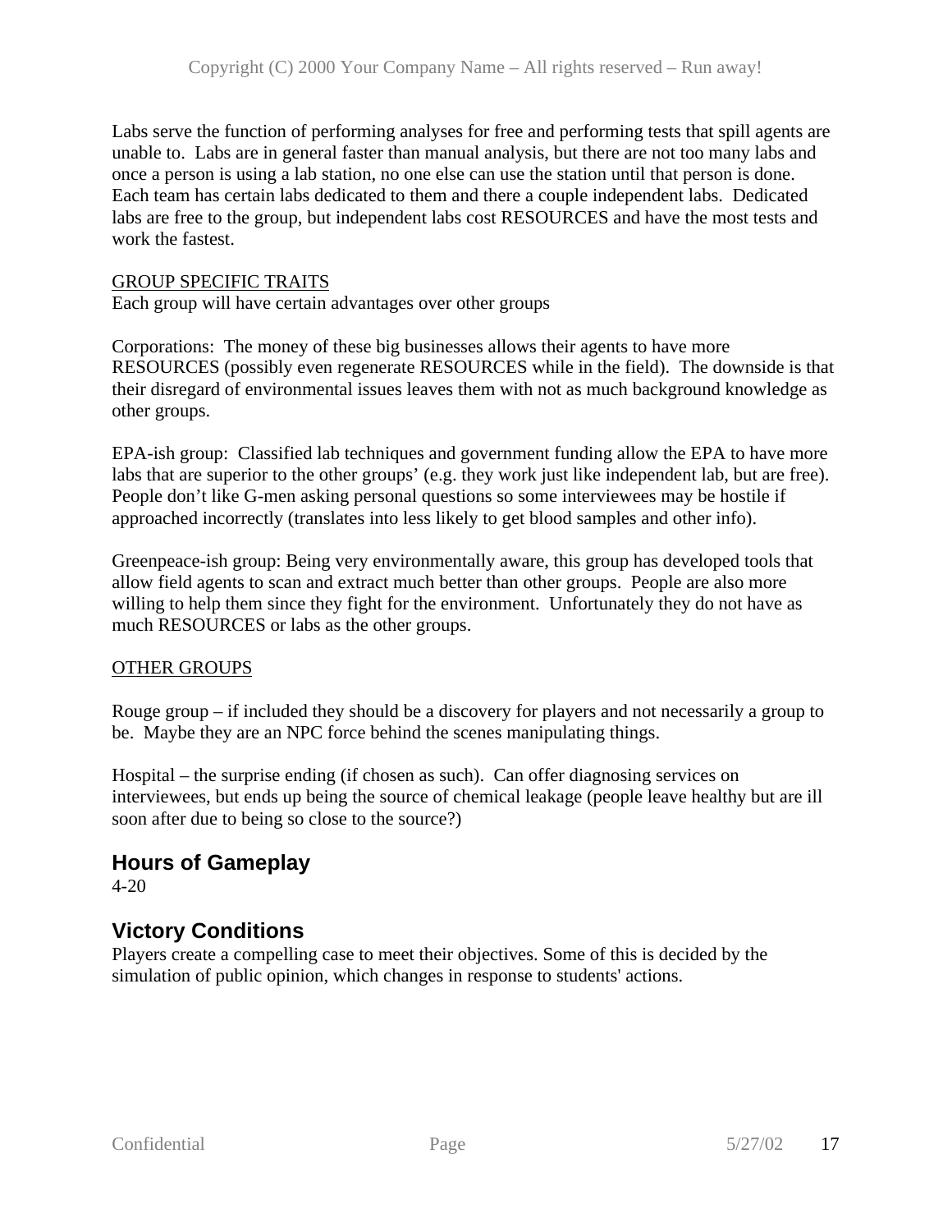Labs serve the function of performing analyses for free and performing tests that spill agents are unable to. Labs are in general faster than manual analysis, but there are not too many labs and once a person is using a lab station, no one else can use the station until that person is done. Each team has certain labs dedicated to them and there a couple independent labs. Dedicated labs are free to the group, but independent labs cost RESOURCES and have the most tests and work the fastest.

GROUP SPECIFIC TRAITS

Each group will have certain advantages over other groups

Corporations: The money of these big businesses allows their agents to have more RESOURCES (possibly even regenerate RESOURCES while in the field). The downside is that their disregard of environmental issues leaves them with not as much background knowledge as other groups.

EPA-ish group: Classified lab techniques and government funding allow the EPA to have more labs that are superior to the other groups' (e.g. they work just like independent lab, but are free). People don't like G-men asking personal questions so some interviewees may be hostile if approached incorrectly (translates into less likely to get blood samples and other info).

Greenpeace-ish group: Being very environmentally aware, this group has developed tools that allow field agents to scan and extract much better than other groups. People are also more willing to help them since they fight for the environment. Unfortunately they do not have as much RESOURCES or labs as the other groups.

OTHER GROUPS

Rouge group – if included they should be a discovery for players and not necessarily a group to be. Maybe they are an NPC force behind the scenes manipulating things.

Hospital – the surprise ending (if chosen as such). Can offer diagnosing services on interviewees, but ends up being the source of chemical leakage (people leave healthy but are ill soon after due to being so close to the source?)

## Hours of Gameplay

4-20

## Victory Conditions

Players create a compelling case to meet their objectives. Some of this is decided by the simulation of public opinion, which changes in response to students' actions.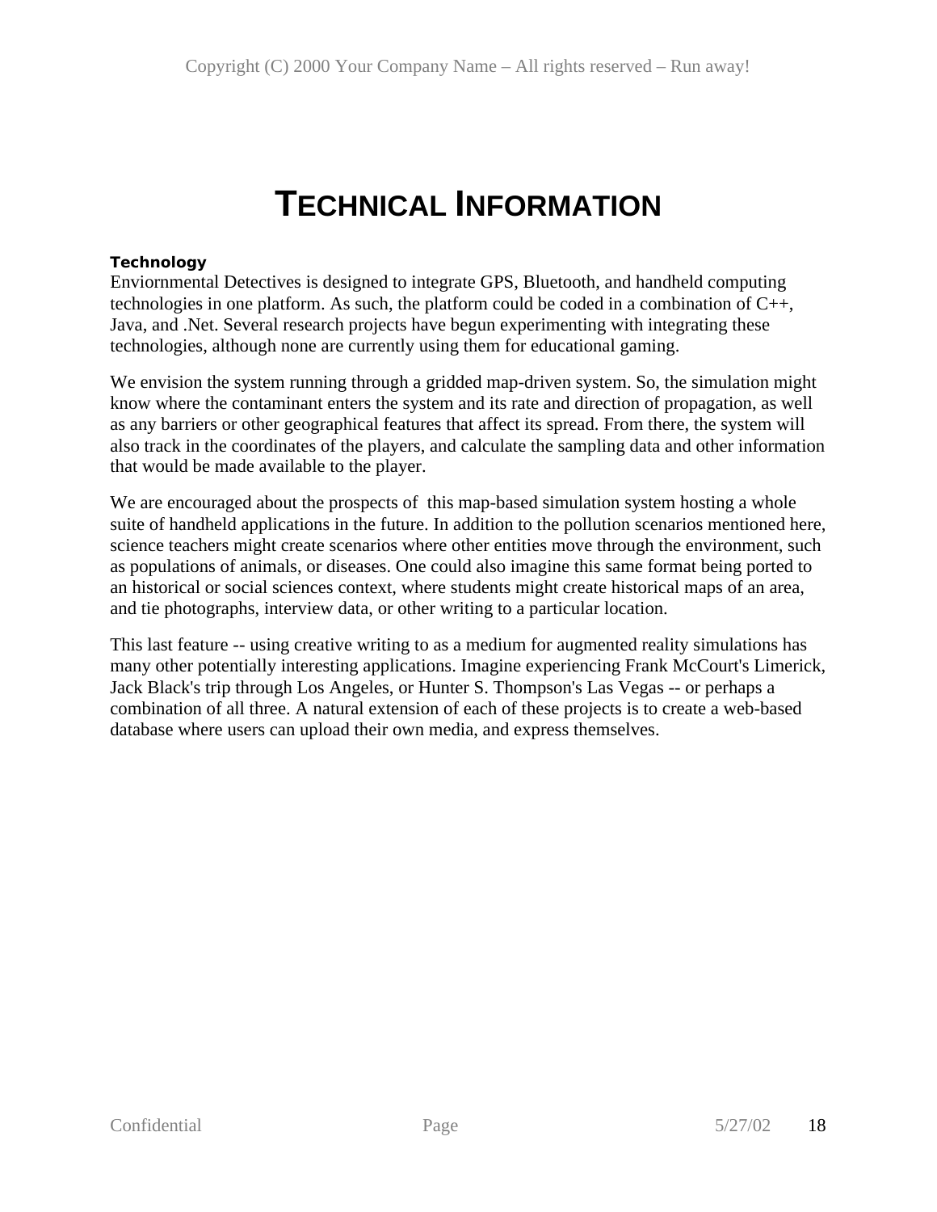# Technical Information

**Technology**

Enviornmental Detectives is designed to integrate GPS, Bluetooth, and handheld computing technologies in one platform. As such, the platform could be coded in a combination of C++, Java, and .Net. Several research projects have begun experimenting with integrating these technologies, although none are currently using them for educational gaming.

We envision the system running through a gridded map-driven system. So, the simulation might know where the contaminant enters the system and its rate and direction of propagation, as well as any barriers or other geographical features that affect its spread. From there, the system will also track in the coordinates of the players, and calculate the sampling data and other information that would be made available to the player.

We are encouraged about the prospects of this map-based simulation system hosting a whole suite of handheld applications in the future. In addition to the pollution scenarios mentioned here, science teachers might create scenarios where other entities move through the environment, such as populations of animals, or diseases. One could also imagine this same format being ported to an historical or social sciences context, where students might create historical maps of an area, and tie photographs, interview data, or other writing to a particular location.

This last feature -- using creative writing to as a medium for augmented reality simulations has many other potentially interesting applications. Imagine experiencing Frank McCourt's Limerick, Jack Black's trip through Los Angeles, or Hunter S. Thompson's Las Vegas -- or perhaps a combination of all three. A natural extension of each of these projects is to create a web-based database where users can upload their own media, and express themselves.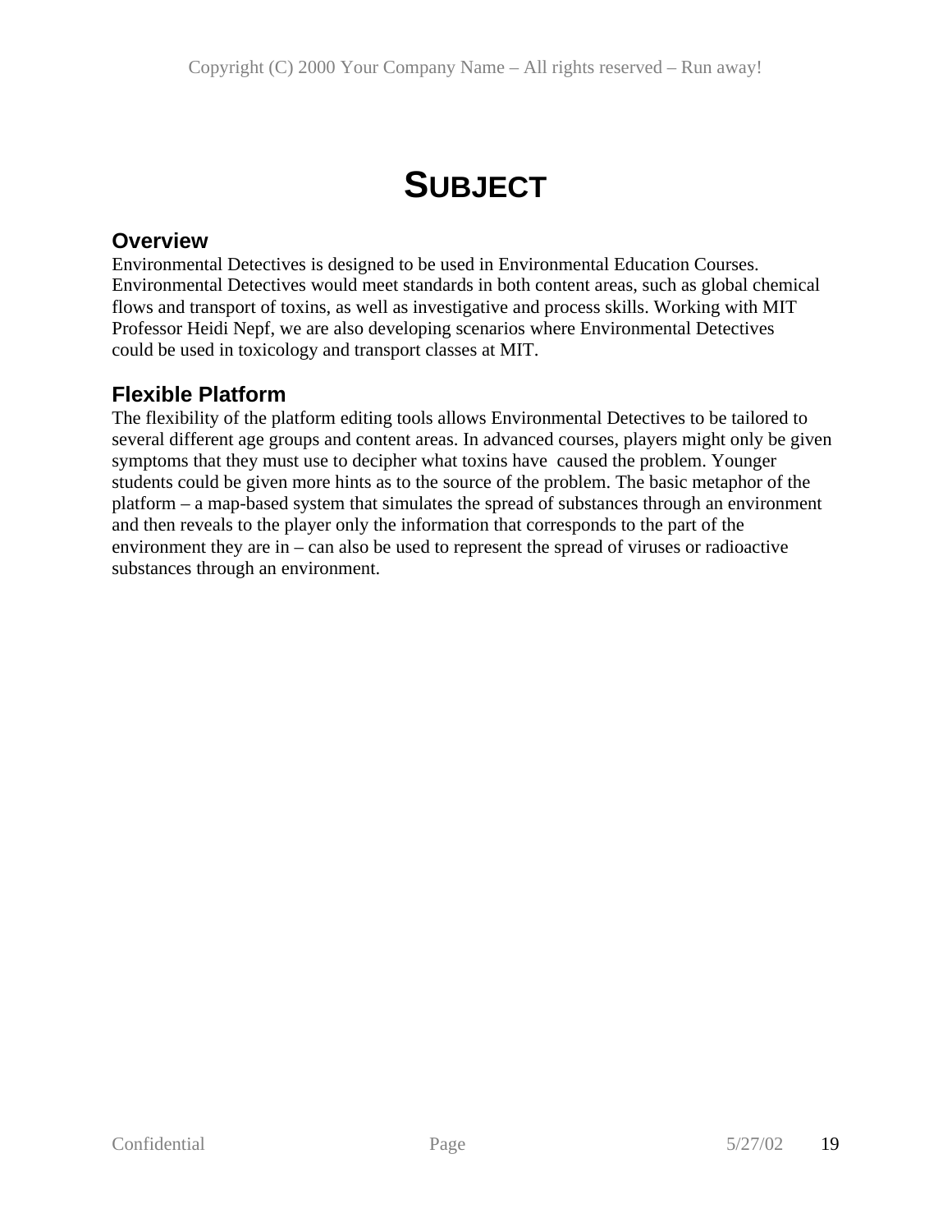# SUBJECT

## Overview

Environmental Detectives is designed to be used in Environmental Education Courses. Environmental Detectives would meet standards in both content areas, such as global chemical flows and transport of toxins, as well as investigative and process skills. Working with MIT Professor Heidi Nepf, we are also developing scenarios where Environmental Detectives could be used in toxicology and transport classes at MIT.

## Flexible Platform

The flexibility of the platform editing tools allows Environmental Detectives to be tailored to several different age groups and content areas. In advanced courses, players might only be given symptoms that they must use to decipher what toxins have caused the problem. Younger students could be given more hints as to the source of the problem. The basic metaphor of the platform – a map-based system that simulates the spread of substances through an environment and then reveals to the player only the information that corresponds to the part of the environment they are in – can also be used to represent the spread of viruses or radioactive substances through an environment.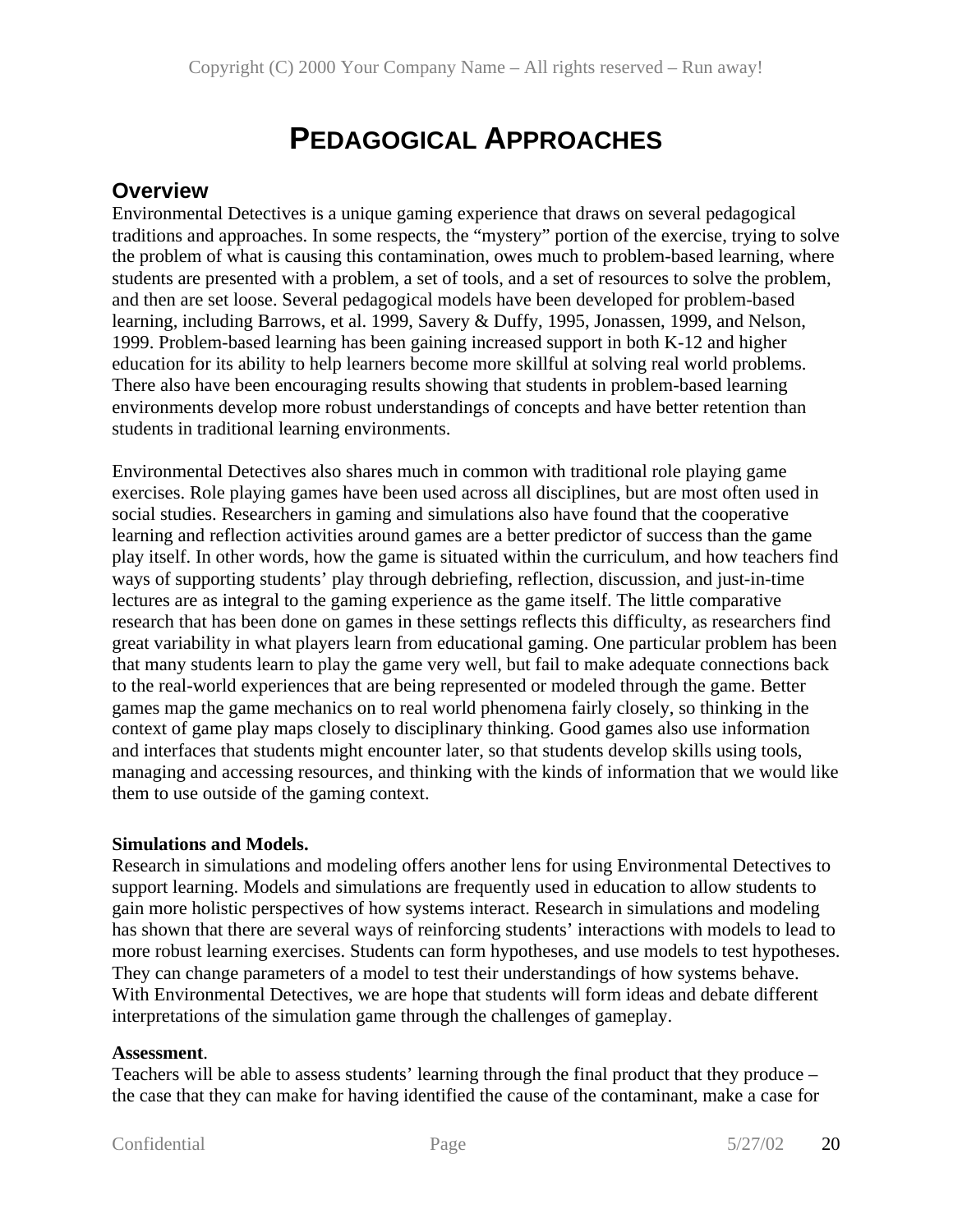# PEDAGOGICAL APPROACHES

## Overview

Environmental Detectives is a unique gaming experience that draws on several pedagogical traditions and approaches. In some respects, the "mystery" portion of the exercise, trying to solve the problem of what is causing this contamination, owes much to problem-based learning, where students are presented with a problem, a set of tools, and a set of resources to solve the problem, and then are set loose. Several pedagogical models have been developed for problem-based learning, including Barrows, et al. 1999, Savery & Duffy, 1995, Jonassen, 1999, and Nelson, 1999. Problem-based learning has been gaining increased support in both K-12 and higher education for its ability to help learners become more skillful at solving real world problems. There also have been encouraging results showing that students in problem-based learning environments develop more robust understandings of concepts and have better retention than students in traditional learning environments.

Environmental Detectives also shares much in common with traditional role playing game exercises. Role playing games have been used across all disciplines, but are most often used in social studies. Researchers in gaming and simulations also have found that the cooperative learning and reflection activities around games are a better predictor of success than the game play itself. In other words, how the game is situated within the curriculum, and how teachers find ways of supporting students' play through debriefing, reflection, discussion, and just-in-time lectures are as integral to the gaming experience as the game itself. The little comparative research that has been done on games in these settings reflects this difficulty, as researchers find great variability in what players learn from educational gaming. One particular problem has been that many students learn to play the game very well, but fail to make adequate connections back to the real-world experiences that are being represented or modeled through the game. Better games map the game mechanics on to real world phenomena fairly closely, so thinking in the context of game play maps closely to disciplinary thinking. Good games also use information and interfaces that students might encounter later, so that students develop skills using tools, managing and accessing resources, and thinking with the kinds of information that we would like them to use outside of the gaming context.

**Simulations and Models.**

Research in simulations and modeling offers another lens for using Environmental Detectives to support learning. Models and simulations are frequently used in education to allow students to gain more holistic perspectives of how systems interact. Research in simulations and modeling has shown that there are several ways of reinforcing students' interactions with models to lead to more robust learning exercises. Students can form hypotheses, and use models to test hypotheses. They can change parameters of a model to test their understandings of how systems behave. With Environmental Detectives, we are hope that students will form ideas and debate different interpretations of the simulation game through the challenges of gameplay.

**Assessment**.

Teachers will be able to assess students' learning through the final product that they produce – the case that they can make for having identified the cause of the contaminant, make a case for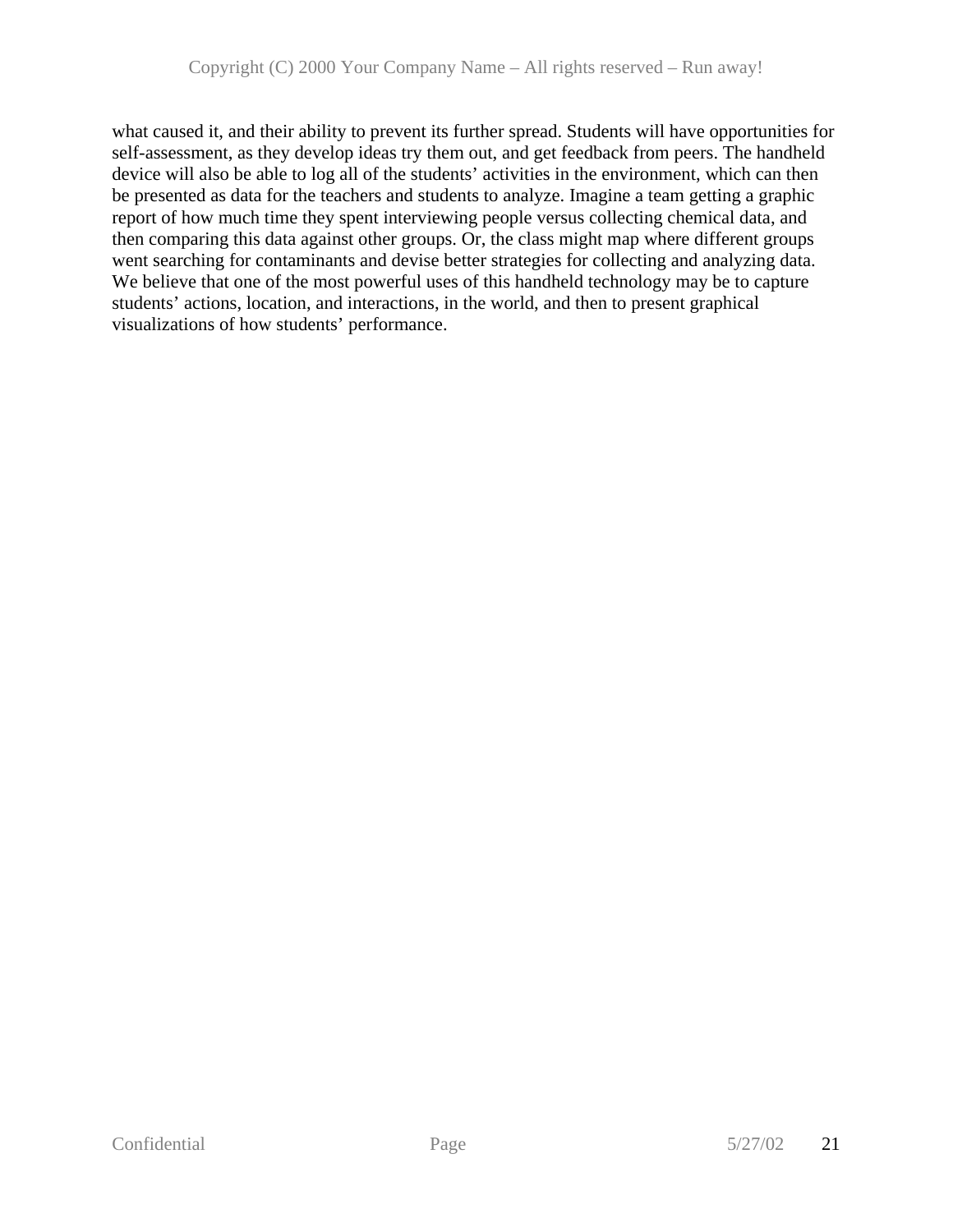what caused it, and their ability to prevent its further spread. Students will have opportunities for self-assessment, as they develop ideas try them out, and get feedback from peers. The handheld device will also be able to log all of the students' activities in the environment, which can then be presented as data for the teachers and students to analyze. Imagine a team getting a graphic report of how much time they spent interviewing people versus collecting chemical data, and then comparing this data against other groups. Or, the class might map where different groups went searching for contaminants and devise better strategies for collecting and analyzing data. We believe that one of the most powerful uses of this handheld technology may be to capture students' actions, location, and interactions, in the world, and then to present graphical visualizations of how students' performance.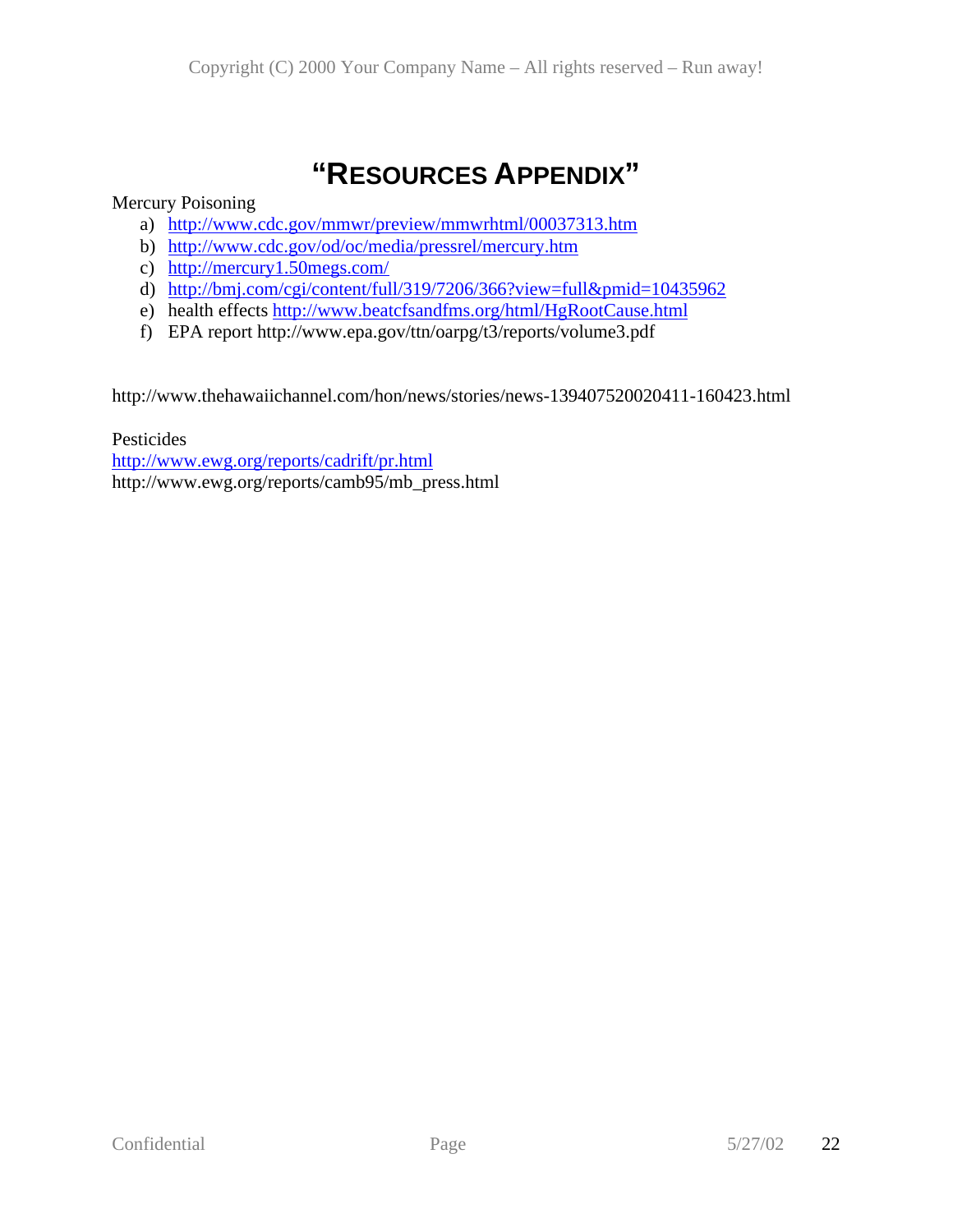# "RESOURCES APPENDIX"

Mercury Poisoning

a) http://www.cdc.gov/mmwr/preview/mmwrhtml/00037313.htm
b) http://www.cdc.gov/od/oc/media/pressrel/mercury.htm
c) http://mercury1.50megs.com/
d) http://bmj.com/cgi/content/full/319/7206/366?view=full&pmid=10435962
e) health effects http://www.beatcfsandfms.org/html/HgRootCause.html
f) EPA report http://www.epa.gov/ttn/oarpg/t3/reports/volume3.pdf

http://www.thehawaiichannel.com/hon/news/stories/news-139407520020411-160423.html

Pesticides

http://www.ewg.org/reports/cadrift/pr.html

http://www.ewg.org/reports/camb95/mb_press.html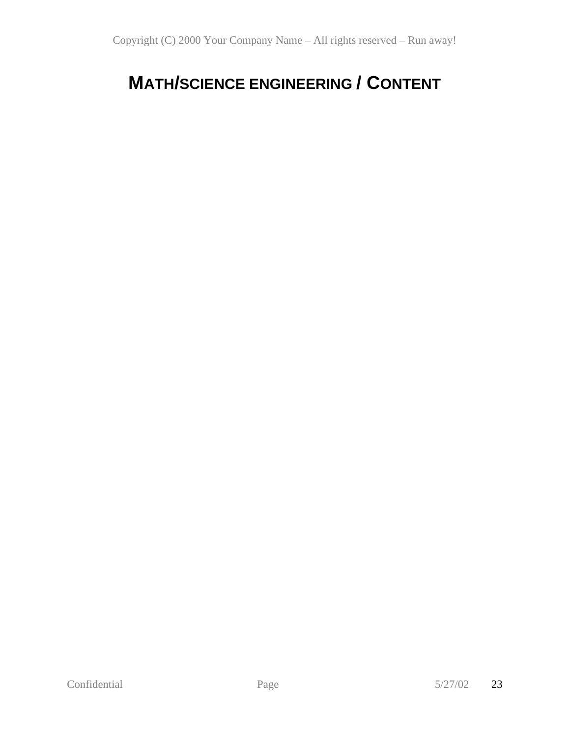# MATH/SCIENCE ENGINEERING / CONTENT